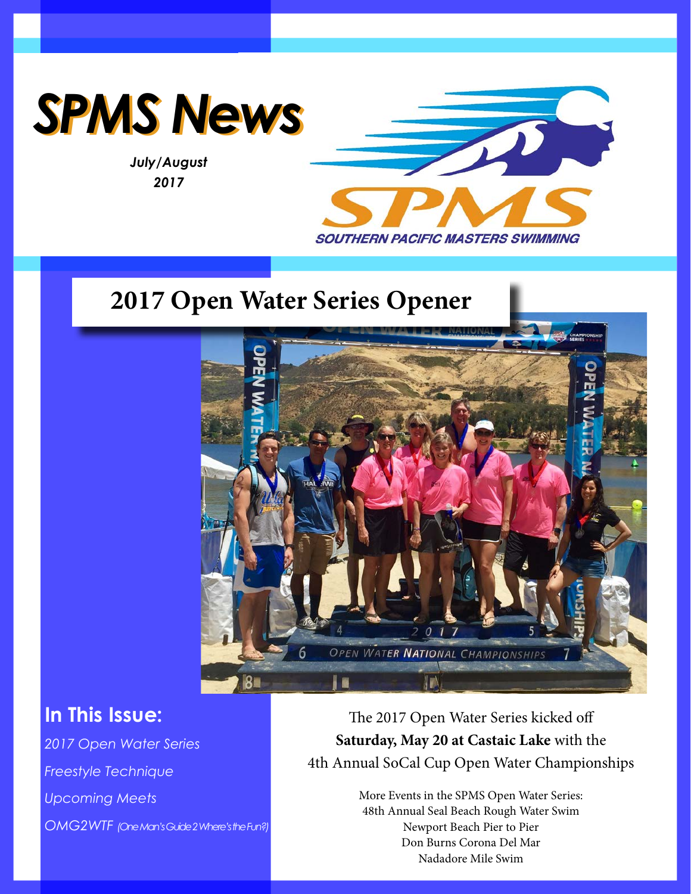# SPMS News

*July/August 2017*

SPMS

SOUTHERN PACIFIC MASTERS SWIMMING

## 2017 Open Water Series Opener

### In This Issue:

*2017 Open Water Series*

*Freestyle Technique*

*Upcoming Meets*

*OMG2WTF (One Man's Guide 2 Where's the Fun?)*

The 2017 Open Water Series kicked off **Saturday, May 20 at Castaic Lake** with the 4th Annual SoCal Cup Open Water Championships

More Events in the SPMS Open Water Series:
48th Annual Seal Beach Rough Water Swim
Newport Beach Pier to Pier
Don Burns Corona Del Mar
Nadadore Mile Swim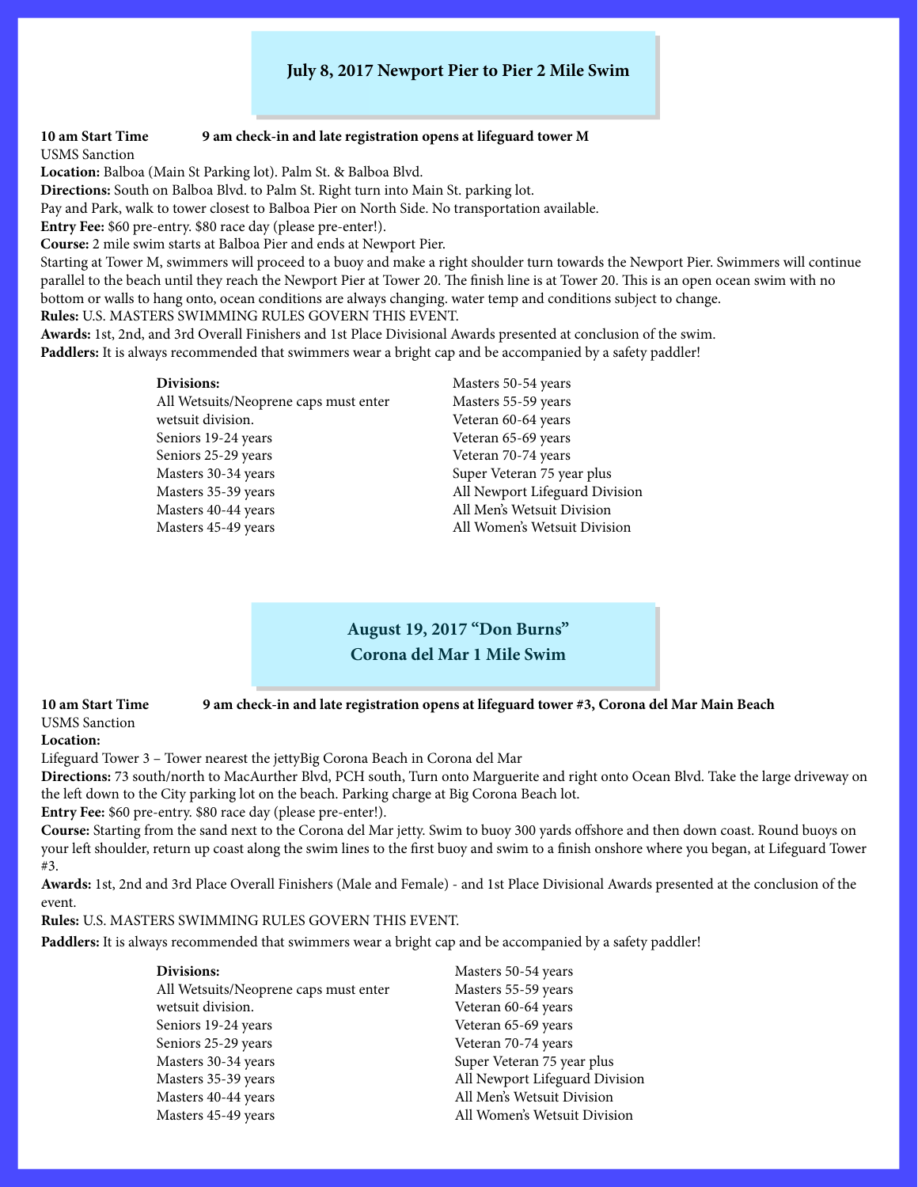## July 8, 2017 Newport Pier to Pier 2 Mile Swim

**10 am Start Time** **9 am check-in and late registration opens at lifeguard tower M**

USMS Sanction

**Location:** Balboa (Main St Parking lot). Palm St. & Balboa Blvd.

**Directions:** South on Balboa Blvd. to Palm St. Right turn into Main St. parking lot.

Pay and Park, walk to tower closest to Balboa Pier on North Side. No transportation available.

**Entry Fee:** $60 pre-entry. $80 race day (please pre-enter!).

**Course:** 2 mile swim starts at Balboa Pier and ends at Newport Pier.

Starting at Tower M, swimmers will proceed to a buoy and make a right shoulder turn towards the Newport Pier. Swimmers will continue parallel to the beach until they reach the Newport Pier at Tower 20. The finish line is at Tower 20. This is an open ocean swim with no bottom or walls to hang onto, ocean conditions are always changing. water temp and conditions subject to change.

**Rules:** U.S. MASTERS SWIMMING RULES GOVERN THIS EVENT.

**Awards:** 1st, 2nd, and 3rd Overall Finishers and 1st Place Divisional Awards presented at conclusion of the swim.

**Paddlers:** It is always recommended that swimmers wear a bright cap and be accompanied by a safety paddler!

**Divisions:**

All Wetsuits/Neoprene caps must enter wetsuit division.

- Seniors 19-24 years
- Seniors 25-29 years
- Masters 30-34 years
- Masters 35-39 years
- Masters 40-44 years
- Masters 45-49 years
- Masters 50-54 years
- Masters 55-59 years
- Veteran 60-64 years
- Veteran 65-69 years
- Veteran 70-74 years
- Super Veteran 75 year plus
- All Newport Lifeguard Division
- All Men's Wetsuit Division
- All Women's Wetsuit Division

## August 19, 2017 "Don Burns" Corona del Mar 1 Mile Swim

**10 am Start Time** **9 am check-in and late registration opens at lifeguard tower #3, Corona del Mar Main Beach**

USMS Sanction

**Location:**

Lifeguard Tower 3 – Tower nearest the jettyBig Corona Beach in Corona del Mar

**Directions:** 73 south/north to MacAurther Blvd, PCH south, Turn onto Marguerite and right onto Ocean Blvd. Take the large driveway on the left down to the City parking lot on the beach. Parking charge at Big Corona Beach lot.

**Entry Fee:** $60 pre-entry. $80 race day (please pre-enter!).

**Course:** Starting from the sand next to the Corona del Mar jetty. Swim to buoy 300 yards offshore and then down coast. Round buoys on your left shoulder, return up coast along the swim lines to the first buoy and swim to a finish onshore where you began, at Lifeguard Tower #3.

**Awards:** 1st, 2nd and 3rd Place Overall Finishers (Male and Female) - and 1st Place Divisional Awards presented at the conclusion of the event.

**Rules:** U.S. MASTERS SWIMMING RULES GOVERN THIS EVENT.

**Paddlers:** It is always recommended that swimmers wear a bright cap and be accompanied by a safety paddler!

**Divisions:**

All Wetsuits/Neoprene caps must enter wetsuit division.

- Seniors 19-24 years
- Seniors 25-29 years
- Masters 30-34 years
- Masters 35-39 years
- Masters 40-44 years
- Masters 45-49 years
- Masters 50-54 years
- Masters 55-59 years
- Veteran 60-64 years
- Veteran 65-69 years
- Veteran 70-74 years
- Super Veteran 75 year plus
- All Newport Lifeguard Division
- All Men's Wetsuit Division
- All Women's Wetsuit Division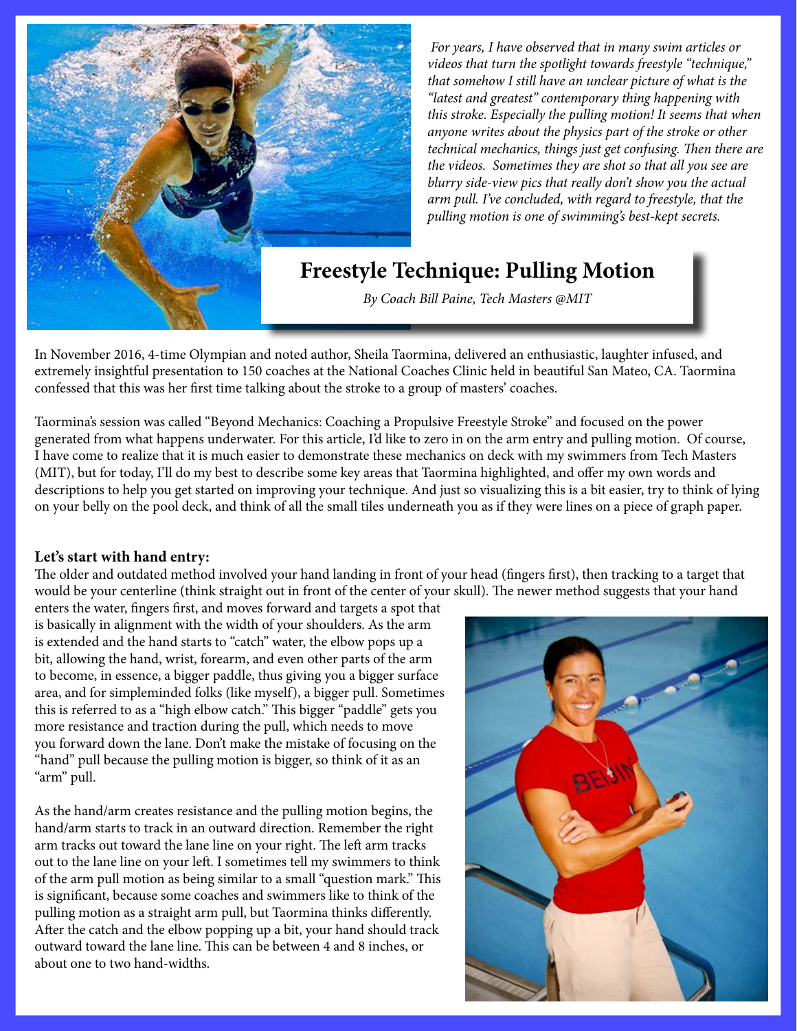*For years, I have observed that in many swim articles or videos that turn the spotlight towards freestyle "technique," that somehow I still have an unclear picture of what is the "latest and greatest" contemporary thing happening with this stroke. Especially the pulling motion! It seems that when anyone writes about the physics part of the stroke or other technical mechanics, things just get confusing. Then there are the videos. Sometimes they are shot so that all you see are blurry side-view pics that really don't show you the actual arm pull. I've concluded, with regard to freestyle, that the pulling motion is one of swimming's best-kept secrets.*

# Freestyle Technique: Pulling Motion

*By Coach Bill Paine, Tech Masters @MIT*

In November 2016, 4-time Olympian and noted author, Sheila Taormina, delivered an enthusiastic, laughter infused, and extremely insightful presentation to 150 coaches at the National Coaches Clinic held in beautiful San Mateo, CA. Taormina confessed that this was her first time talking about the stroke to a group of masters' coaches.

Taormina's session was called "Beyond Mechanics: Coaching a Propulsive Freestyle Stroke" and focused on the power generated from what happens underwater. For this article, I'd like to zero in on the arm entry and pulling motion. Of course, I have come to realize that it is much easier to demonstrate these mechanics on deck with my swimmers from Tech Masters (MIT), but for today, I'll do my best to describe some key areas that Taormina highlighted, and offer my own words and descriptions to help you get started on improving your technique. And just so visualizing this is a bit easier, try to think of lying on your belly on the pool deck, and think of all the small tiles underneath you as if they were lines on a piece of graph paper.

**Let's start with hand entry:**

The older and outdated method involved your hand landing in front of your head (fingers first), then tracking to a target that would be your centerline (think straight out in front of the center of your skull). The newer method suggests that your hand enters the water, fingers first, and moves forward and targets a spot that is basically in alignment with the width of your shoulders. As the arm is extended and the hand starts to "catch" water, the elbow pops up a bit, allowing the hand, wrist, forearm, and even other parts of the arm to become, in essence, a bigger paddle, thus giving you a bigger surface area, and for simpleminded folks (like myself), a bigger pull. Sometimes this is referred to as a "high elbow catch." This bigger "paddle" gets you more resistance and traction during the pull, which needs to move you forward down the lane. Don't make the mistake of focusing on the "hand" pull because the pulling motion is bigger, so think of it as an "arm" pull.

As the hand/arm creates resistance and the pulling motion begins, the hand/arm starts to track in an outward direction. Remember the right arm tracks out toward the lane line on your right. The left arm tracks out to the lane line on your left. I sometimes tell my swimmers to think of the arm pull motion as being similar to a small "question mark." This is significant, because some coaches and swimmers like to think of the pulling motion as a straight arm pull, but Taormina thinks differently. After the catch and the elbow popping up a bit, your hand should track outward toward the lane line. This can be between 4 and 8 inches, or about one to two hand-widths.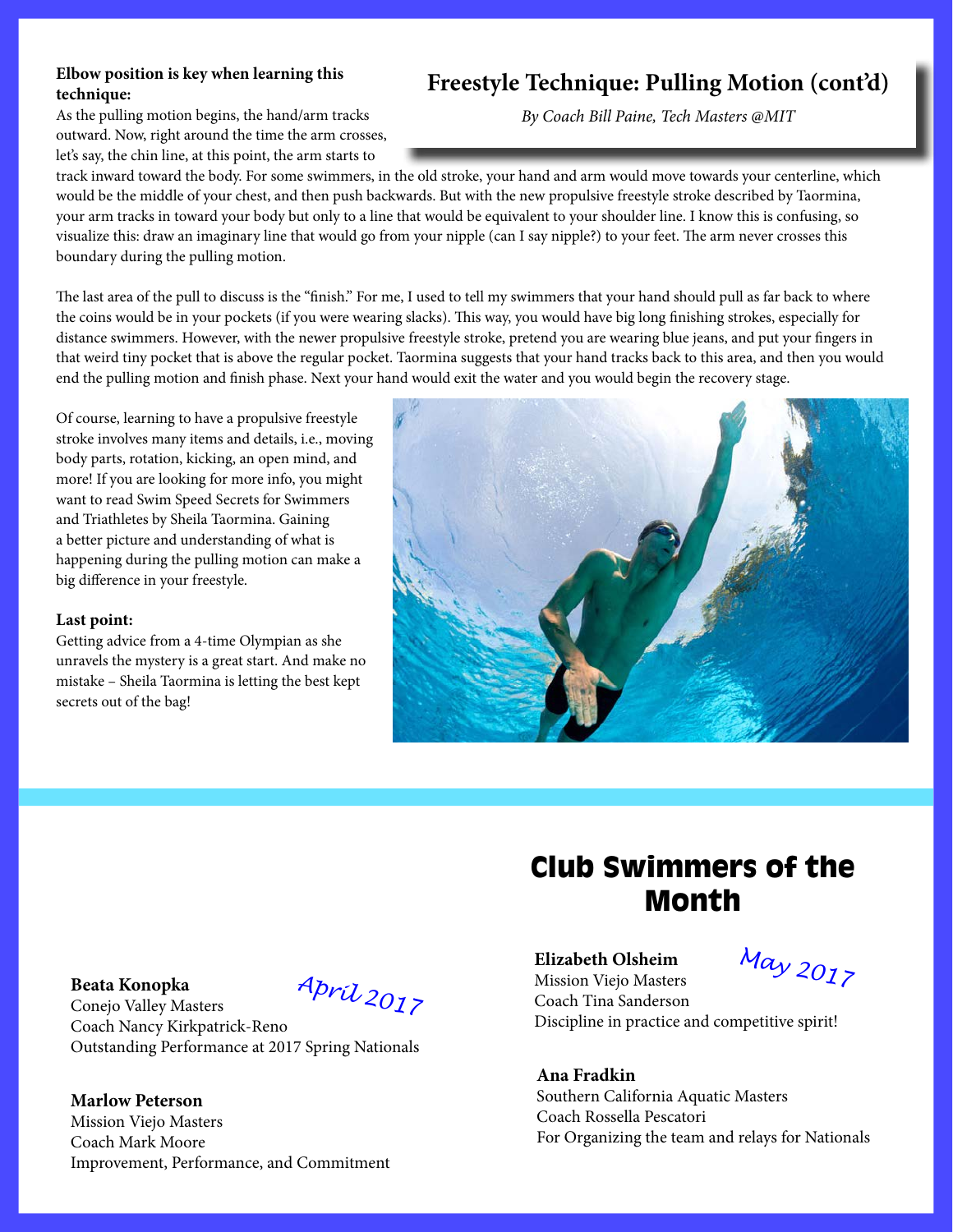## Freestyle Technique: Pulling Motion (cont'd)

*By Coach Bill Paine, Tech Masters @MIT*

**Elbow position is key when learning this technique:**

As the pulling motion begins, the hand/arm tracks outward. Now, right around the time the arm crosses, let's say, the chin line, at this point, the arm starts to track inward toward the body. For some swimmers, in the old stroke, your hand and arm would move towards your centerline, which would be the middle of your chest, and then push backwards. But with the new propulsive freestyle stroke described by Taormina, your arm tracks in toward your body but only to a line that would be equivalent to your shoulder line. I know this is confusing, so visualize this: draw an imaginary line that would go from your nipple (can I say nipple?) to your feet. The arm never crosses this boundary during the pulling motion.

The last area of the pull to discuss is the "finish." For me, I used to tell my swimmers that your hand should pull as far back to where the coins would be in your pockets (if you were wearing slacks). This way, you would have big long finishing strokes, especially for distance swimmers. However, with the newer propulsive freestyle stroke, pretend you are wearing blue jeans, and put your fingers in that weird tiny pocket that is above the regular pocket. Taormina suggests that your hand tracks back to this area, and then you would end the pulling motion and finish phase. Next your hand would exit the water and you would begin the recovery stage.

Of course, learning to have a propulsive freestyle stroke involves many items and details, i.e., moving body parts, rotation, kicking, an open mind, and more! If you are looking for more info, you might want to read Swim Speed Secrets for Swimmers and Triathletes by Sheila Taormina. Gaining a better picture and understanding of what is happening during the pulling motion can make a big difference in your freestyle.

**Last point:**

Getting advice from a 4-time Olympian as she unravels the mystery is a great start. And make no mistake – Sheila Taormina is letting the best kept secrets out of the bag!

## Club Swimmers of the Month

*April 2017*

**Beata Konopka**
Conejo Valley Masters
Coach Nancy Kirkpatrick-Reno
Outstanding Performance at 2017 Spring Nationals

**Marlow Peterson**
Mission Viejo Masters
Coach Mark Moore
Improvement, Performance, and Commitment

*May 2017*

**Elizabeth Olsheim**
Mission Viejo Masters
Coach Tina Sanderson
Discipline in practice and competitive spirit!

**Ana Fradkin**
Southern California Aquatic Masters
Coach Rossella Pescatori
For Organizing the team and relays for Nationals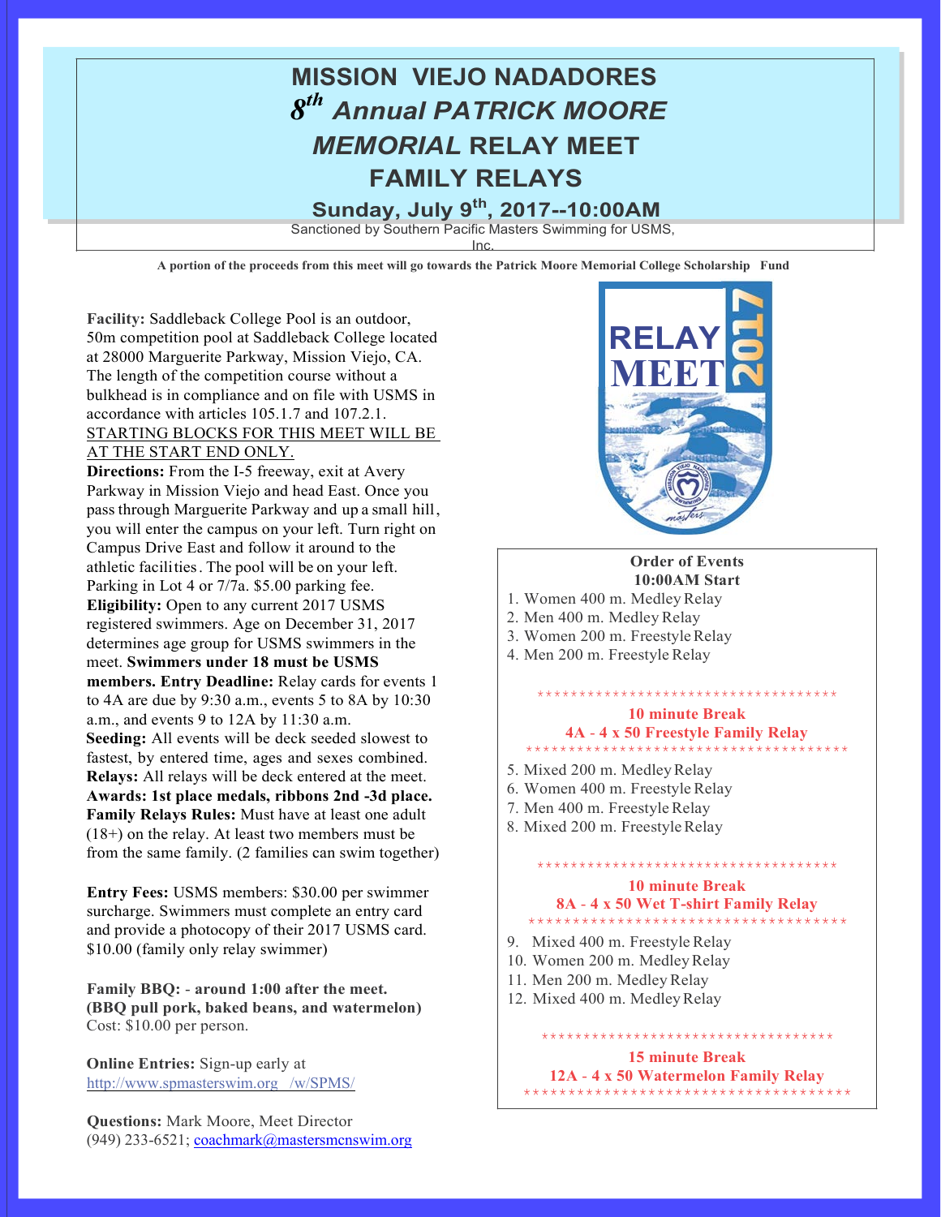# MISSION VIEJO NADADORES

## *8th Annual PATRICK MOORE MEMORIAL* RELAY MEET

## FAMILY RELAYS

### Sunday, July 9th, 2017--10:00AM

Sanctioned by Southern Pacific Masters Swimming for USMS, Inc.

**A portion of the proceeds from this meet will go towards the Patrick Moore Memorial College Scholarship Fund**

**Facility:** Saddleback College Pool is an outdoor, 50m competition pool at Saddleback College located at 28000 Marguerite Parkway, Mission Viejo, CA. The length of the competition course without a bulkhead is in compliance and on file with USMS in accordance with articles 105.1.7 and 107.2.1. STARTING BLOCKS FOR THIS MEET WILL BE AT THE START END ONLY.

**Directions:** From the I-5 freeway, exit at Avery Parkway in Mission Viejo and head East. Once you pass through Marguerite Parkway and up a small hill, you will enter the campus on your left. Turn right on Campus Drive East and follow it around to the athletic facilities. The pool will be on your left. Parking in Lot 4 or 7/7a. $5.00 parking fee.

**Eligibility:** Open to any current 2017 USMS registered swimmers. Age on December 31, 2017 determines age group for USMS swimmers in the meet. **Swimmers under 18 must be USMS members.**

**Entry Deadline:** Relay cards for events 1 to 4A are due by 9:30 a.m., events 5 to 8A by 10:30 a.m., and events 9 to 12A by 11:30 a.m.

**Seeding:** All events will be deck seeded slowest to fastest, by entered time, ages and sexes combined.

**Relays:** All relays will be deck entered at the meet.

**Awards: 1st place medals, ribbons 2nd -3d place.**

**Family Relays Rules:** Must have at least one adult (18+) on the relay. At least two members must be from the same family. (2 families can swim together)

**Entry Fees:** USMS members: $30.00 per swimmer surcharge. Swimmers must complete an entry card and provide a photocopy of their 2017 USMS card. $10.00 (family only relay swimmer)

**Family BBQ: - around 1:00 after the meet. (BBQ pull pork, baked beans, and watermelon)** Cost: $10.00 per person.

**Online Entries:** Sign-up early at http://www.spmasterswim.org /w/SPMS/

**Questions:** Mark Moore, Meet Director
(949) 233-6521; coachmark@mastersmcnswim.org

**Order of Events**
**10:00AM Start**

1. Women 400 m. Medley Relay
2. Men 400 m. Medley Relay
3. Women 200 m. Freestyle Relay
4. Men 200 m. Freestyle Relay

**10 minute Break**
**4A - 4 x 50 Freestyle Family Relay**

5. Mixed 200 m. Medley Relay
6. Women 400 m. Freestyle Relay
7. Men 400 m. Freestyle Relay
8. Mixed 200 m. Freestyle Relay

**10 minute Break**
**8A - 4 x 50 Wet T-shirt Family Relay**

9. Mixed 400 m. Freestyle Relay
10. Women 200 m. Medley Relay
11. Men 200 m. Medley Relay
12. Mixed 400 m. Medley Relay

**15 minute Break**
**12A - 4 x 50 Watermelon Family Relay**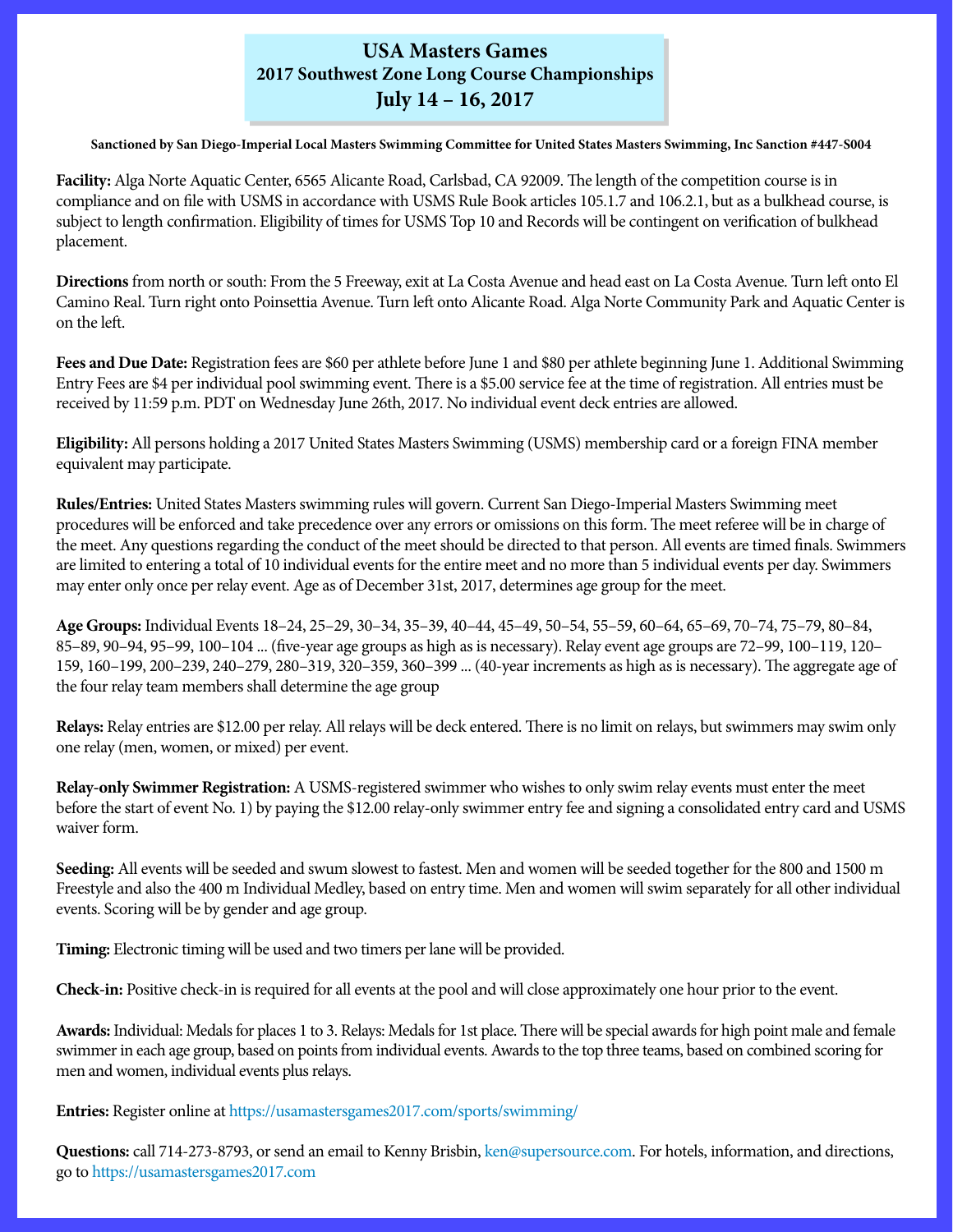# USA Masters Games
## 2017 Southwest Zone Long Course Championships
## July 14 – 16, 2017

**Sanctioned by San Diego-Imperial Local Masters Swimming Committee for United States Masters Swimming, Inc Sanction #447-S004**

**Facility:** Alga Norte Aquatic Center, 6565 Alicante Road, Carlsbad, CA 92009. The length of the competition course is in compliance and on file with USMS in accordance with USMS Rule Book articles 105.1.7 and 106.2.1, but as a bulkhead course, is subject to length confirmation. Eligibility of times for USMS Top 10 and Records will be contingent on verification of bulkhead placement.

**Directions** from north or south: From the 5 Freeway, exit at La Costa Avenue and head east on La Costa Avenue. Turn left onto El Camino Real. Turn right onto Poinsettia Avenue. Turn left onto Alicante Road. Alga Norte Community Park and Aquatic Center is on the left.

**Fees and Due Date:** Registration fees are $60 per athlete before June 1 and $80 per athlete beginning June 1. Additional Swimming Entry Fees are $4 per individual pool swimming event. There is a $5.00 service fee at the time of registration. All entries must be received by 11:59 p.m. PDT on Wednesday June 26th, 2017. No individual event deck entries are allowed.

**Eligibility:** All persons holding a 2017 United States Masters Swimming (USMS) membership card or a foreign FINA member equivalent may participate.

**Rules/Entries:** United States Masters swimming rules will govern. Current San Diego-Imperial Masters Swimming meet procedures will be enforced and take precedence over any errors or omissions on this form. The meet referee will be in charge of the meet. Any questions regarding the conduct of the meet should be directed to that person. All events are timed finals. Swimmers are limited to entering a total of 10 individual events for the entire meet and no more than 5 individual events per day. Swimmers may enter only once per relay event. Age as of December 31st, 2017, determines age group for the meet.

**Age Groups:** Individual Events 18–24, 25–29, 30–34, 35–39, 40–44, 45–49, 50–54, 55–59, 60–64, 65–69, 70–74, 75–79, 80–84, 85–89, 90–94, 95–99, 100–104 ... (five-year age groups as high as is necessary). Relay event age groups are 72–99, 100–119, 120–159, 160–199, 200–239, 240–279, 280–319, 320–359, 360–399 ... (40-year increments as high as is necessary). The aggregate age of the four relay team members shall determine the age group

**Relays:** Relay entries are $12.00 per relay. All relays will be deck entered. There is no limit on relays, but swimmers may swim only one relay (men, women, or mixed) per event.

**Relay-only Swimmer Registration:** A USMS-registered swimmer who wishes to only swim relay events must enter the meet before the start of event No. 1) by paying the $12.00 relay-only swimmer entry fee and signing a consolidated entry card and USMS waiver form.

**Seeding:** All events will be seeded and swum slowest to fastest. Men and women will be seeded together for the 800 and 1500 m Freestyle and also the 400 m Individual Medley, based on entry time. Men and women will swim separately for all other individual events. Scoring will be by gender and age group.

**Timing:** Electronic timing will be used and two timers per lane will be provided.

**Check-in:** Positive check-in is required for all events at the pool and will close approximately one hour prior to the event.

**Awards:** Individual: Medals for places 1 to 3. Relays: Medals for 1st place. There will be special awards for high point male and female swimmer in each age group, based on points from individual events. Awards to the top three teams, based on combined scoring for men and women, individual events plus relays.

**Entries:** Register online at https://usamastersgames2017.com/sports/swimming/

**Questions:** call 714-273-8793, or send an email to Kenny Brisbin, ken@supersource.com. For hotels, information, and directions, go to https://usamastersgames2017.com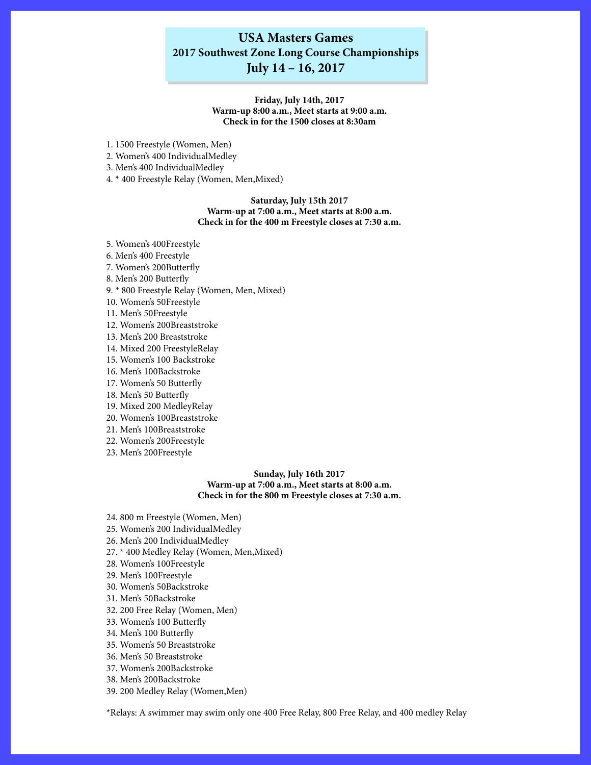# USA Masters Games

## 2017 Southwest Zone Long Course Championships

## July 14 – 16, 2017

**Friday, July 14th, 2017**
**Warm-up 8:00 a.m., Meet starts at 9:00 a.m.**
**Check in for the 1500 closes at 8:30am**

1. 1500 Freestyle (Women, Men)
2. Women's 400 IndividualMedley
3. Men's 400 IndividualMedley
4. * 400 Freestyle Relay (Women, Men,Mixed)

**Saturday, July 15th 2017**
**Warm-up at 7:00 a.m., Meet starts at 8:00 a.m.**
**Check in for the 400 m Freestyle closes at 7:30 a.m.**

5. Women's 400Freestyle
6. Men's 400 Freestyle
7. Women's 200Butterfly
8. Men's 200 Butterfly
9. * 800 Freestyle Relay (Women, Men, Mixed)
10. Women's 50Freestyle
11. Men's 50Freestyle
12. Women's 200Breaststroke
13. Men's 200 Breaststroke
14. Mixed 200 FreestyleRelay
15. Women's 100 Backstroke
16. Men's 100Backstroke
17. Women's 50 Butterfly
18. Men's 50 Butterfly
19. Mixed 200 MedleyRelay
20. Women's 100Breaststroke
21. Men's 100Breaststroke
22. Women's 200Freestyle
23. Men's 200Freestyle

**Sunday, July 16th 2017**
**Warm-up at 7:00 a.m., Meet starts at 8:00 a.m.**
**Check in for the 800 m Freestyle closes at 7:30 a.m.**

24. 800 m Freestyle (Women, Men)
25. Women's 200 IndividualMedley
26. Men's 200 IndividualMedley
27. * 400 Medley Relay (Women, Men,Mixed)
28. Women's 100Freestyle
29. Men's 100Freestyle
30. Women's 50Backstroke
31. Men's 50Backstroke
32. 200 Free Relay (Women, Men)
33. Women's 100 Butterfly
34. Men's 100 Butterfly
35. Women's 50 Breaststroke
36. Men's 50 Breaststroke
37. Women's 200Backstroke
38. Men's 200Backstroke
39. 200 Medley Relay (Women,Men)

*Relays: A swimmer may swim only one 400 Free Relay, 800 Free Relay, and 400 medley Relay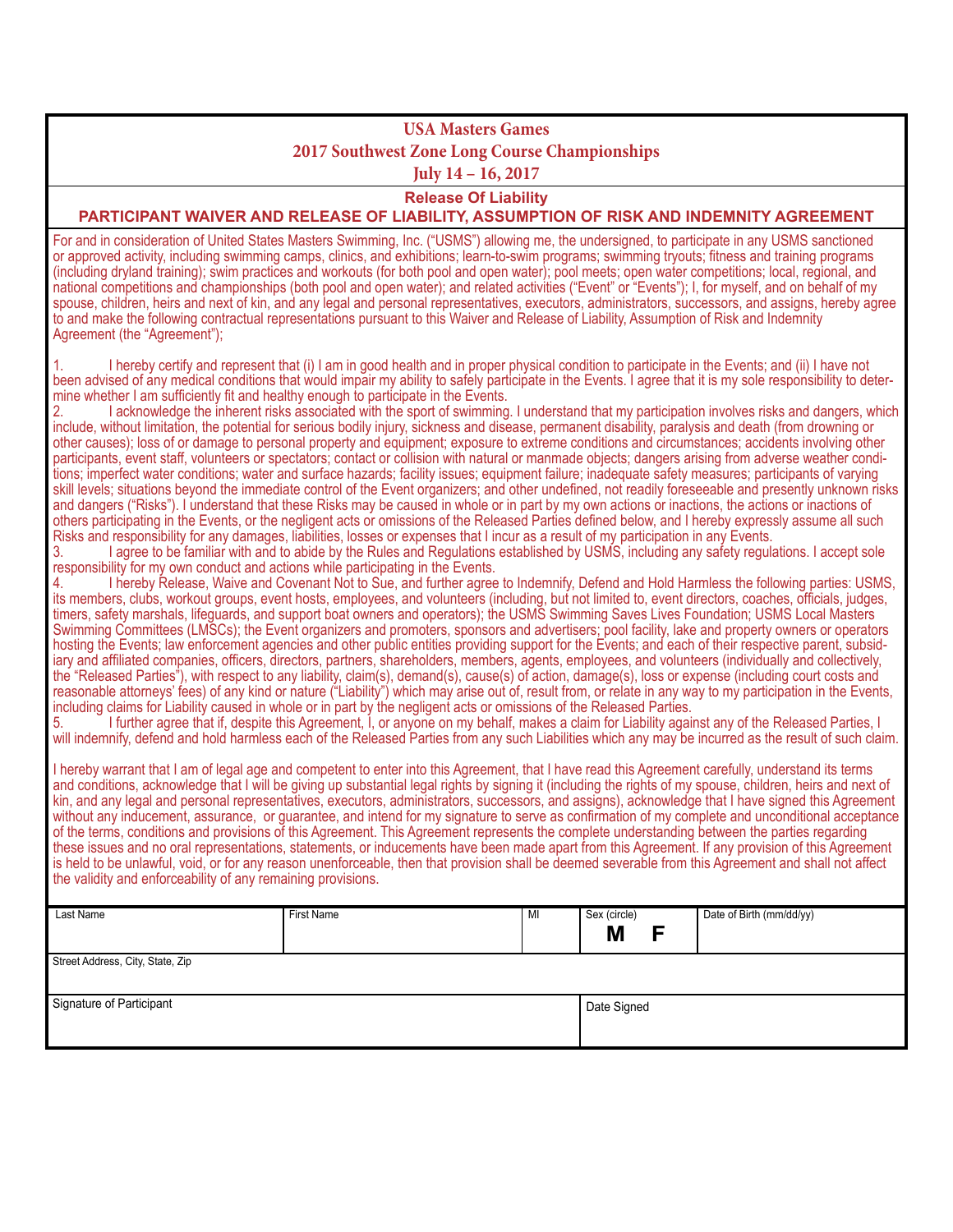# USA Masters Games

## 2017 Southwest Zone Long Course Championships

## July 14 – 16, 2017

### Release Of Liability

### PARTICIPANT WAIVER AND RELEASE OF LIABILITY, ASSUMPTION OF RISK AND INDEMNITY AGREEMENT

For and in consideration of United States Masters Swimming, Inc. ("USMS") allowing me, the undersigned, to participate in any USMS sanctioned or approved activity, including swimming camps, clinics, and exhibitions; learn-to-swim programs; swimming tryouts; fitness and training programs (including dryland training); swim practices and workouts (for both pool and open water); pool meets; open water competitions; local, regional, and national competitions and championships (both pool and open water); and related activities ("Event" or "Events"); I, for myself, and on behalf of my spouse, children, heirs and next of kin, and any legal and personal representatives, executors, administrators, successors, and assigns, hereby agree to and make the following contractual representations pursuant to this Waiver and Release of Liability, Assumption of Risk and Indemnity Agreement (the "Agreement");

1. I hereby certify and represent that (i) I am in good health and in proper physical condition to participate in the Events; and (ii) I have not been advised of any medical conditions that would impair my ability to safely participate in the Events. I agree that it is my sole responsibility to determine whether I am sufficiently fit and healthy enough to participate in the Events.
2. I acknowledge the inherent risks associated with the sport of swimming. I understand that my participation involves risks and dangers, which include, without limitation, the potential for serious bodily injury, sickness and disease, permanent disability, paralysis and death (from drowning or other causes); loss of or damage to personal property and equipment; exposure to extreme conditions and circumstances; accidents involving other participants, event staff, volunteers or spectators; contact or collision with natural or manmade objects; dangers arising from adverse weather conditions; imperfect water conditions; water and surface hazards; facility issues; equipment failure; inadequate safety measures; participants of varying skill levels; situations beyond the immediate control of the Event organizers; and other undefined, not readily foreseeable and presently unknown risks and dangers ("Risks"). I understand that these Risks may be caused in whole or in part by my own actions or inactions, the actions or inactions of others participating in the Events, or the negligent acts or omissions of the Released Parties defined below, and I hereby expressly assume all such Risks and responsibility for any damages, liabilities, losses or expenses that I incur as a result of my participation in any Events.
3. I agree to be familiar with and to abide by the Rules and Regulations established by USMS, including any safety regulations. I accept sole responsibility for my own conduct and actions while participating in the Events.
4. I hereby Release, Waive and Covenant Not to Sue, and further agree to Indemnify, Defend and Hold Harmless the following parties: USMS, its members, clubs, workout groups, event hosts, employees, and volunteers (including, but not limited to, event directors, coaches, officials, judges, timers, safety marshals, lifeguards, and support boat owners and operators); the USMS Swimming Saves Lives Foundation; USMS Local Masters Swimming Committees (LMSCs); the Event organizers and promoters, sponsors and advertisers; pool facility, lake and property owners or operators hosting the Events; law enforcement agencies and other public entities providing support for the Events; and each of their respective parent, subsidiary and affiliated companies, officers, directors, partners, shareholders, members, agents, employees, and volunteers (individually and collectively, the "Released Parties"), with respect to any liability, claim(s), demand(s), cause(s) of action, damage(s), loss or expense (including court costs and reasonable attorneys' fees) of any kind or nature ("Liability") which may arise out of, result from, or relate in any way to my participation in the Events, including claims for Liability caused in whole or in part by the negligent acts or omissions of the Released Parties.
5. I further agree that if, despite this Agreement, I, or anyone on my behalf, makes a claim for Liability against any of the Released Parties, I will indemnify, defend and hold harmless each of the Released Parties from any such Liabilities which any may be incurred as the result of such claim.

I hereby warrant that I am of legal age and competent to enter into this Agreement, that I have read this Agreement carefully, understand its terms and conditions, acknowledge that I will be giving up substantial legal rights by signing it (including the rights of my spouse, children, heirs and next of kin, and any legal and personal representatives, executors, administrators, successors, and assigns), acknowledge that I have signed this Agreement without any inducement, assurance, or guarantee, and intend for my signature to serve as confirmation of my complete and unconditional acceptance of the terms, conditions and provisions of this Agreement. This Agreement represents the complete understanding between the parties regarding these issues and no oral representations, statements, or inducements have been made apart from this Agreement. If any provision of this Agreement is held to be unlawful, void, or for any reason unenforceable, then that provision shall be deemed severable from this Agreement and shall not affect the validity and enforceability of any remaining provisions.

| Last Name | First Name | MI | Sex (circle) M F | Date of Birth (mm/dd/yy) |
|---|---|---|---|---|
| Street Address, City, State, Zip | | | | |
| Signature of Participant | | | Date Signed | |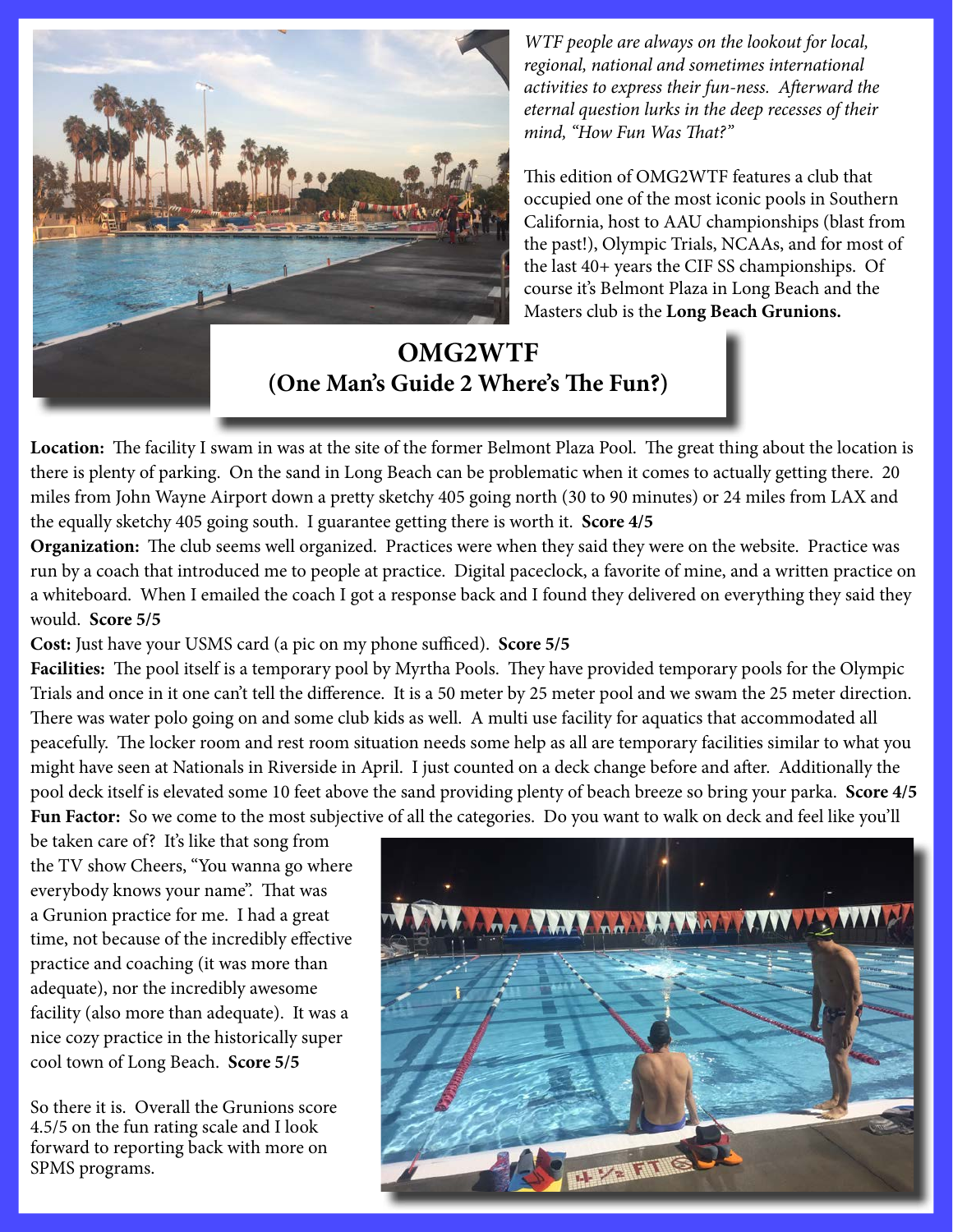*WTF people are always on the lookout for local, regional, national and sometimes international activities to express their fun-ness. Afterward the eternal question lurks in the deep recesses of their mind, "How Fun Was That?"*

This edition of OMG2WTF features a club that occupied one of the most iconic pools in Southern California, host to AAU championships (blast from the past!), Olympic Trials, NCAAs, and for most of the last 40+ years the CIF SS championships. Of course it's Belmont Plaza in Long Beach and the Masters club is the **Long Beach Grunions.**

# OMG2WTF
## (One Man's Guide 2 Where's The Fun?)

**Location:** The facility I swam in was at the site of the former Belmont Plaza Pool. The great thing about the location is there is plenty of parking. On the sand in Long Beach can be problematic when it comes to actually getting there. 20 miles from John Wayne Airport down a pretty sketchy 405 going north (30 to 90 minutes) or 24 miles from LAX and the equally sketchy 405 going south. I guarantee getting there is worth it. **Score 4/5**

**Organization:** The club seems well organized. Practices were when they said they were on the website. Practice was run by a coach that introduced me to people at practice. Digital paceclock, a favorite of mine, and a written practice on a whiteboard. When I emailed the coach I got a response back and I found they delivered on everything they said they would. **Score 5/5**

**Cost:** Just have your USMS card (a pic on my phone sufficed). **Score 5/5**

**Facilities:** The pool itself is a temporary pool by Myrtha Pools. They have provided temporary pools for the Olympic Trials and once in it one can't tell the difference. It is a 50 meter by 25 meter pool and we swam the 25 meter direction. There was water polo going on and some club kids as well. A multi use facility for aquatics that accommodated all peacefully. The locker room and rest room situation needs some help as all are temporary facilities similar to what you might have seen at Nationals in Riverside in April. I just counted on a deck change before and after. Additionally the pool deck itself is elevated some 10 feet above the sand providing plenty of beach breeze so bring your parka. **Score 4/5**

**Fun Factor:** So we come to the most subjective of all the categories. Do you want to walk on deck and feel like you'll be taken care of? It's like that song from the TV show Cheers, "You wanna go where everybody knows your name". That was a Grunion practice for me. I had a great time, not because of the incredibly effective practice and coaching (it was more than adequate), nor the incredibly awesome facility (also more than adequate). It was a nice cozy practice in the historically super cool town of Long Beach. **Score 5/5**

So there it is. Overall the Grunions score 4.5/5 on the fun rating scale and I look forward to reporting back with more on SPMS programs.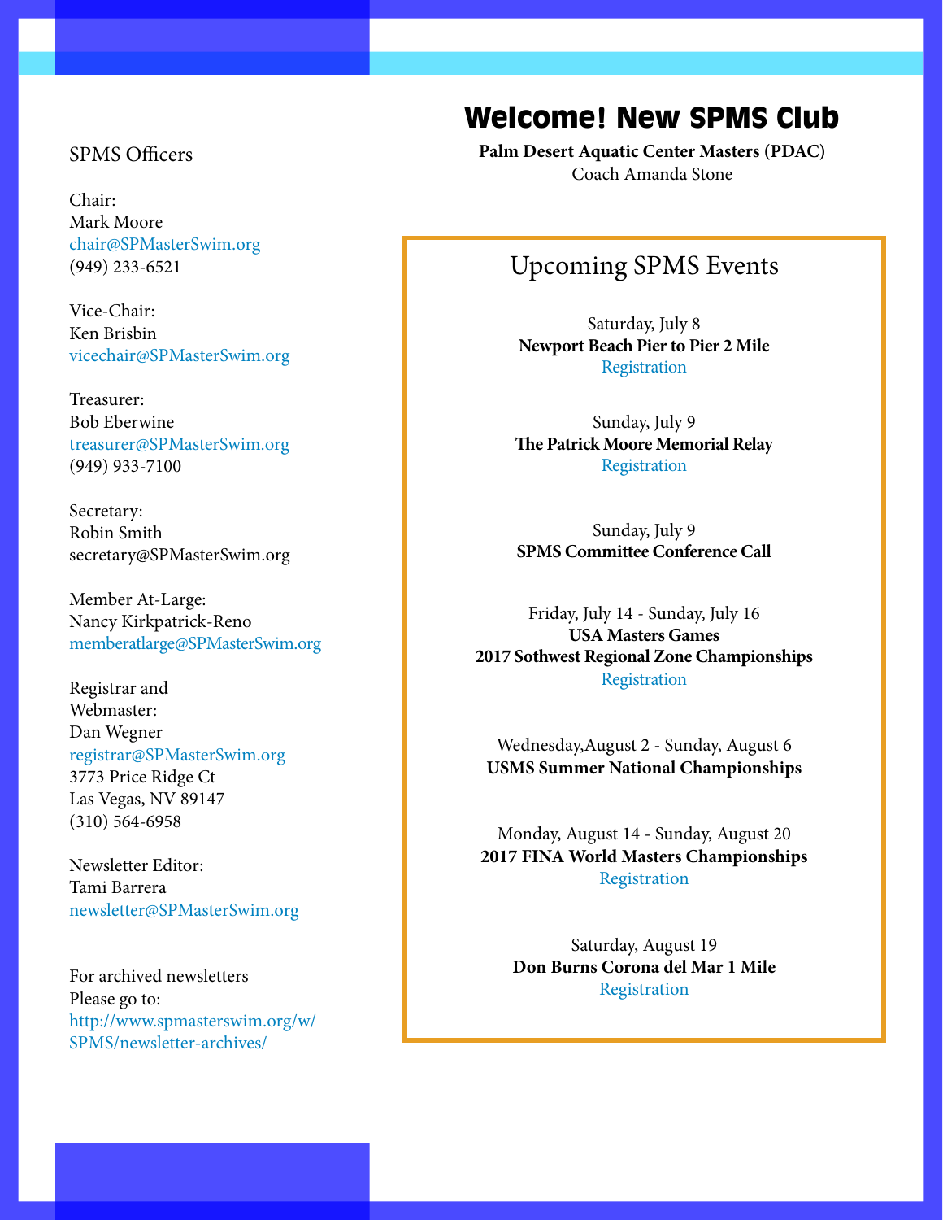## SPMS Officers

Chair:
Mark Moore
chair@SPMasterSwim.org
(949) 233-6521

Vice-Chair:
Ken Brisbin
vicechair@SPMasterSwim.org

Treasurer:
Bob Eberwine
treasurer@SPMasterSwim.org
(949) 933-7100

Secretary:
Robin Smith
secretary@SPMasterSwim.org

Member At-Large:
Nancy Kirkpatrick-Reno
memberatlarge@SPMasterSwim.org

Registrar and
Webmaster:
Dan Wegner
registrar@SPMasterSwim.org
3773 Price Ridge Ct
Las Vegas, NV 89147
(310) 564-6958

Newsletter Editor:
Tami Barrera
newsletter@SPMasterSwim.org

For archived newsletters
Please go to:
http://www.spmasterswim.org/w/SPMS/newsletter-archives/

# Welcome! New SPMS Club

**Palm Desert Aquatic Center Masters (PDAC)**
Coach Amanda Stone

## Upcoming SPMS Events

Saturday, July 8
**Newport Beach Pier to Pier 2 Mile**
Registration

Sunday, July 9
**The Patrick Moore Memorial Relay**
Registration

Sunday, July 9
**SPMS Committee Conference Call**

Friday, July 14 - Sunday, July 16
**USA Masters Games**
**2017 Sothwest Regional Zone Championships**
Registration

Wednesday,August 2 - Sunday, August 6
**USMS Summer National Championships**

Monday, August 14 - Sunday, August 20
**2017 FINA World Masters Championships**
Registration

Saturday, August 19
**Don Burns Corona del Mar 1 Mile**
Registration